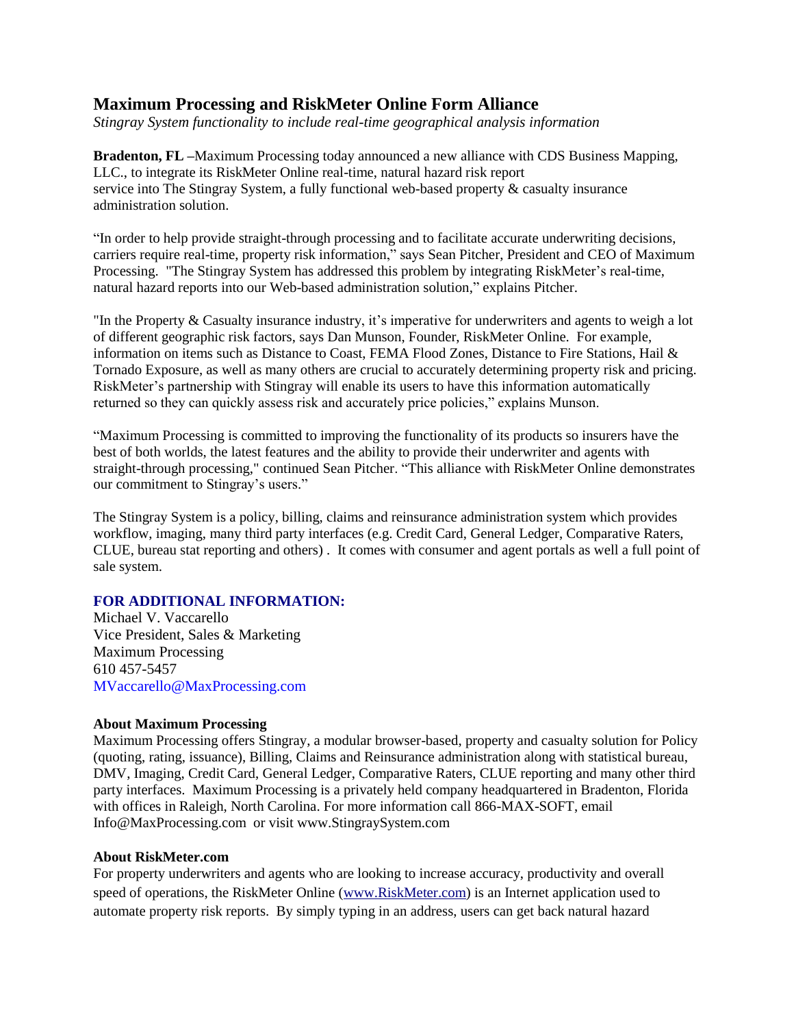# Maximum Processing and RiskMeter Online Form Alliance

*Stingray System functionality to include real-time geographical analysis information*

**Bradenton, FL –**Maximum Processing today announced a new alliance with CDS Business Mapping, LLC., to integrate its RiskMeter Online real-time, natural hazard risk report service into The Stingray System, a fully functional web-based property & casualty insurance administration solution.

"In order to help provide straight-through processing and to facilitate accurate underwriting decisions, carriers require real-time, property risk information," says Sean Pitcher, President and CEO of Maximum Processing. "The Stingray System has addressed this problem by integrating RiskMeter's real-time, natural hazard reports into our Web-based administration solution," explains Pitcher.

"In the Property & Casualty insurance industry, it's imperative for underwriters and agents to weigh a lot of different geographic risk factors, says Dan Munson, Founder, RiskMeter Online. For example, information on items such as Distance to Coast, FEMA Flood Zones, Distance to Fire Stations, Hail & Tornado Exposure, as well as many others are crucial to accurately determining property risk and pricing. RiskMeter's partnership with Stingray will enable its users to have this information automatically returned so they can quickly assess risk and accurately price policies," explains Munson.

"Maximum Processing is committed to improving the functionality of its products so insurers have the best of both worlds, the latest features and the ability to provide their underwriter and agents with straight-through processing," continued Sean Pitcher. "This alliance with RiskMeter Online demonstrates our commitment to Stingray's users."

The Stingray System is a policy, billing, claims and reinsurance administration system which provides workflow, imaging, many third party interfaces (e.g. Credit Card, General Ledger, Comparative Raters, CLUE, bureau stat reporting and others) . It comes with consumer and agent portals as well a full point of sale system.

### FOR ADDITIONAL INFORMATION:

Michael V. Vaccarello
Vice President, Sales & Marketing
Maximum Processing
610 457-5457
MVaccarello@MaxProcessing.com

**About Maximum Processing**

Maximum Processing offers Stingray, a modular browser-based, property and casualty solution for Policy (quoting, rating, issuance), Billing, Claims and Reinsurance administration along with statistical bureau, DMV, Imaging, Credit Card, General Ledger, Comparative Raters, CLUE reporting and many other third party interfaces. Maximum Processing is a privately held company headquartered in Bradenton, Florida with offices in Raleigh, North Carolina. For more information call 866-MAX-SOFT, email Info@MaxProcessing.com or visit www.StingraySystem.com

**About RiskMeter.com**

For property underwriters and agents who are looking to increase accuracy, productivity and overall speed of operations, the RiskMeter Online (www.RiskMeter.com) is an Internet application used to automate property risk reports. By simply typing in an address, users can get back natural hazard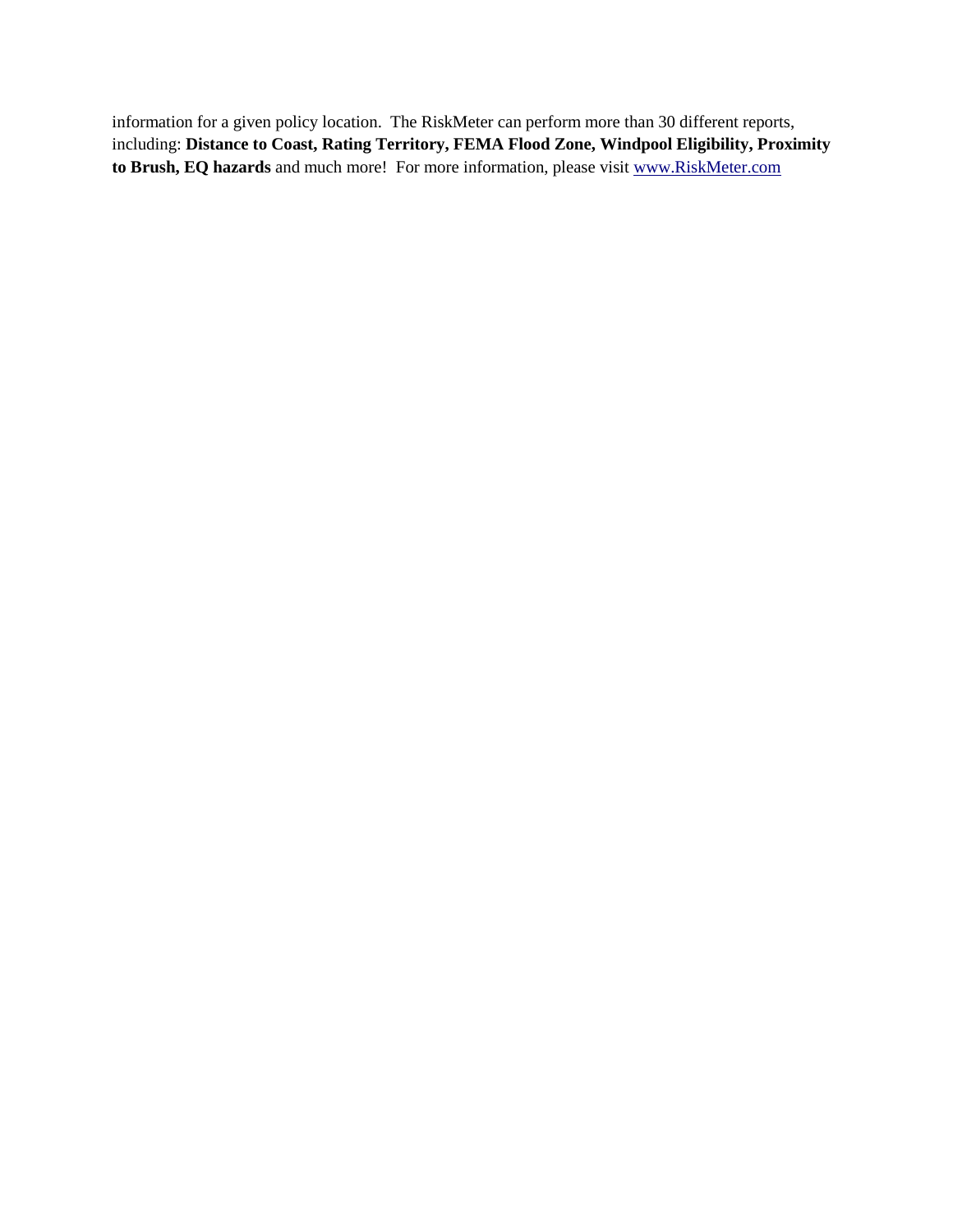information for a given policy location. The RiskMeter can perform more than 30 different reports, including: **Distance to Coast, Rating Territory, FEMA Flood Zone, Windpool Eligibility, Proximity to Brush, EQ hazards** and much more! For more information, please visit [www.RiskMeter.com](http://www.RiskMeter.com)